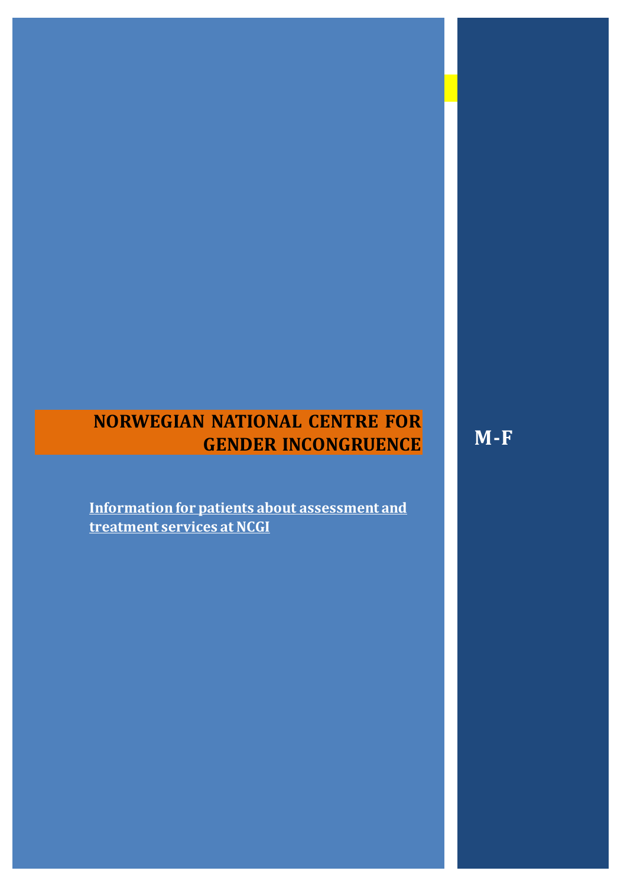# NORWEGIAN NATIONAL CENTRE FOR GENDER INCONGRUENCE

**M-F**

**Information for patients about assessment and treatment services at NCGI**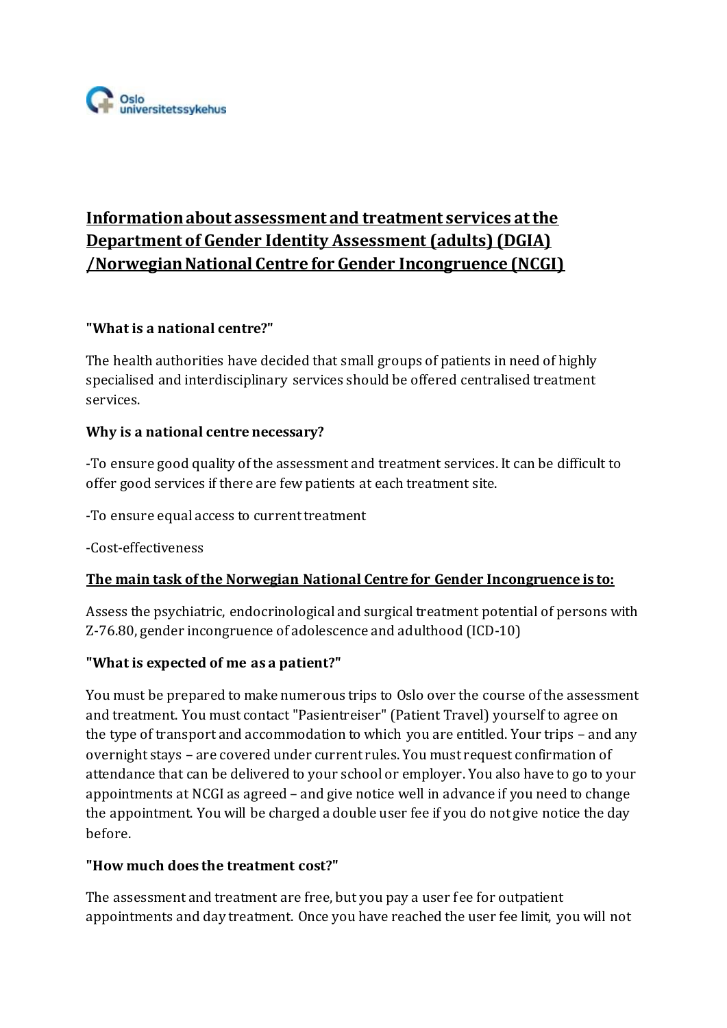# Information about assessment and treatment services at the Department of Gender Identity Assessment (adults) (DGIA) /Norwegian National Centre for Gender Incongruence (NCGI)

**"What is a national centre?"**

The health authorities have decided that small groups of patients in need of highly specialised and interdisciplinary services should be offered centralised treatment services.

**Why is a national centre necessary?**

-To ensure good quality of the assessment and treatment services. It can be difficult to offer good services if there are few patients at each treatment site.

-To ensure equal access to current treatment

-Cost-effectiveness

**The main task of the Norwegian National Centre for Gender Incongruence is to:**

Assess the psychiatric, endocrinological and surgical treatment potential of persons with Z-76.80, gender incongruence of adolescence and adulthood (ICD-10)

**"What is expected of me as a patient?"**

You must be prepared to make numerous trips to Oslo over the course of the assessment and treatment. You must contact "Pasientreiser" (Patient Travel) yourself to agree on the type of transport and accommodation to which you are entitled. Your trips – and any overnight stays – are covered under current rules. You must request confirmation of attendance that can be delivered to your school or employer. You also have to go to your appointments at NCGI as agreed – and give notice well in advance if you need to change the appointment. You will be charged a double user fee if you do not give notice the day before.

**"How much does the treatment cost?"**

The assessment and treatment are free, but you pay a user fee for outpatient appointments and day treatment. Once you have reached the user fee limit, you will not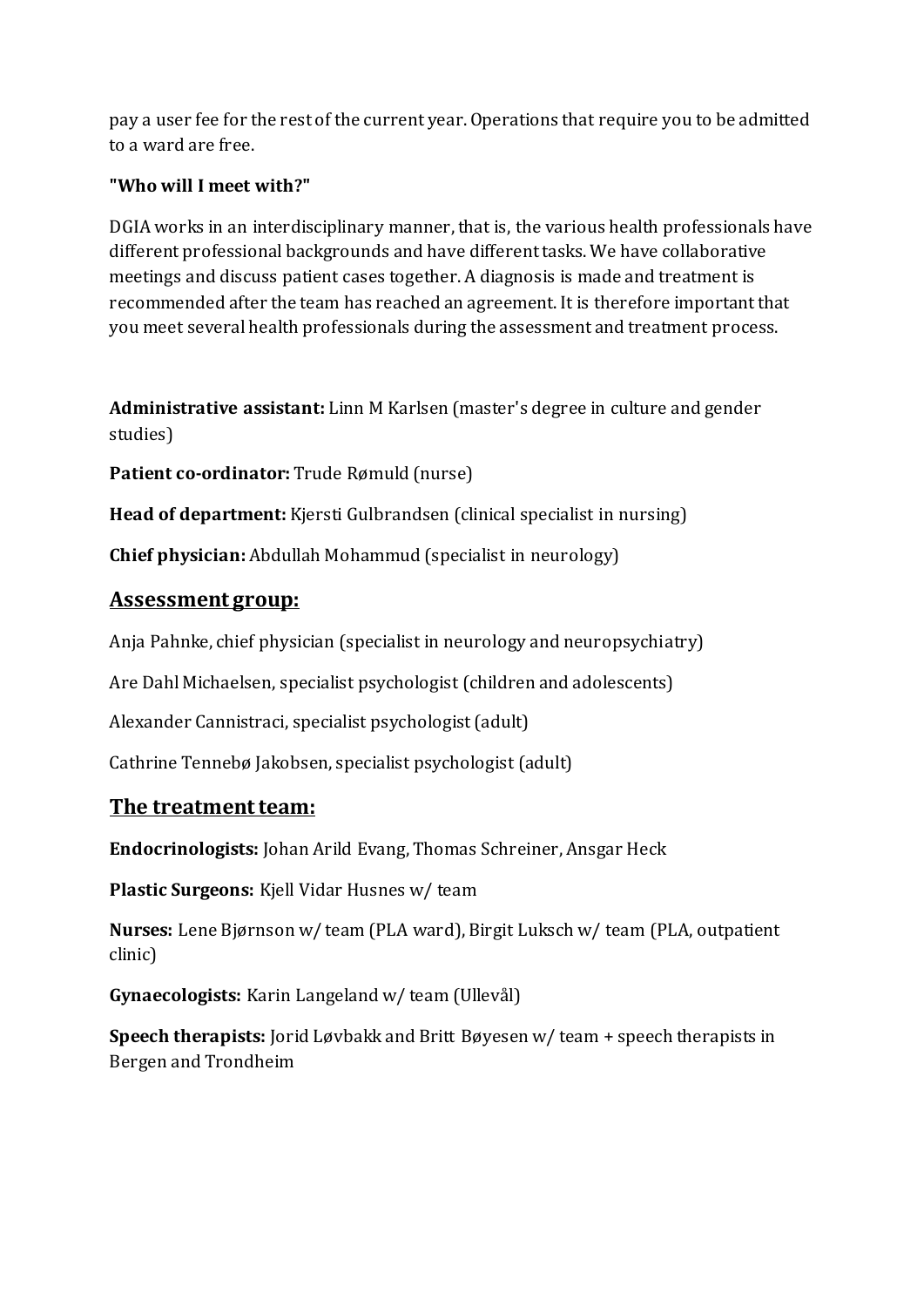pay a user fee for the rest of the current year. Operations that require you to be admitted to a ward are free.

**"Who will I meet with?"**

DGIA works in an interdisciplinary manner, that is, the various health professionals have different professional backgrounds and have different tasks. We have collaborative meetings and discuss patient cases together. A diagnosis is made and treatment is recommended after the team has reached an agreement. It is therefore important that you meet several health professionals during the assessment and treatment process.

**Administrative assistant:** Linn M Karlsen (master's degree in culture and gender studies)

**Patient co-ordinator:** Trude Rømuld (nurse)

**Head of department:** Kjersti Gulbrandsen (clinical specialist in nursing)

**Chief physician:** Abdullah Mohammud (specialist in neurology)

## Assessment group:

Anja Pahnke, chief physician (specialist in neurology and neuropsychiatry)

Are Dahl Michaelsen, specialist psychologist (children and adolescents)

Alexander Cannistraci, specialist psychologist (adult)

Cathrine Tennebø Jakobsen, specialist psychologist (adult)

## The treatment team:

**Endocrinologists:** Johan Arild Evang, Thomas Schreiner, Ansgar Heck

**Plastic Surgeons:** Kjell Vidar Husnes w/ team

**Nurses:** Lene Bjørnson w/ team (PLA ward), Birgit Luksch w/ team (PLA, outpatient clinic)

**Gynaecologists:** Karin Langeland w/ team (Ullevål)

**Speech therapists:** Jorid Løvbakk and Britt Bøyesen w/ team + speech therapists in Bergen and Trondheim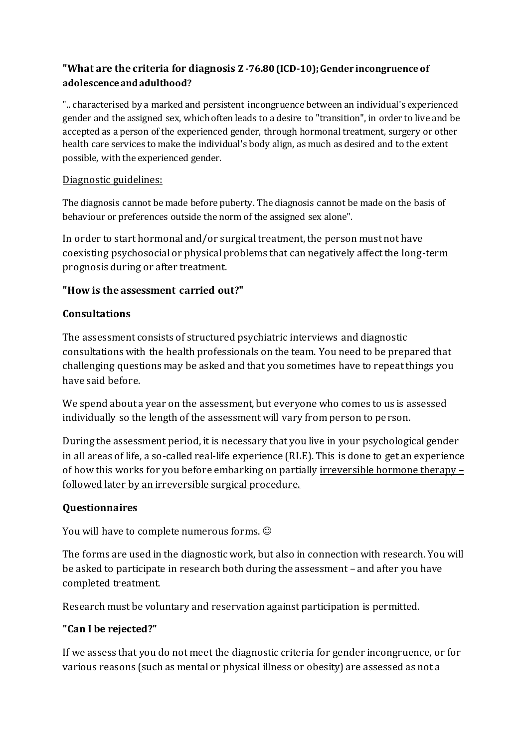**"What are the criteria for diagnosis Z-76.80 (ICD-10); Gender incongruence of adolescence and adulthood?**

".. characterised by a marked and persistent incongruence between an individual's experienced gender and the assigned sex, which often leads to a desire to "transition", in order to live and be accepted as a person of the experienced gender, through hormonal treatment, surgery or other health care services to make the individual's body align, as much as desired and to the extent possible, with the experienced gender.

<u>Diagnostic guidelines:</u>

The diagnosis cannot be made before puberty. The diagnosis cannot be made on the basis of behaviour or preferences outside the norm of the assigned sex alone".

In order to start hormonal and/or surgical treatment, the person must not have coexisting psychosocial or physical problems that can negatively affect the long-term prognosis during or after treatment.

**"How is the assessment carried out?"**

**Consultations**

The assessment consists of structured psychiatric interviews and diagnostic consultations with the health professionals on the team. You need to be prepared that challenging questions may be asked and that you sometimes have to repeat things you have said before.

We spend about a year on the assessment, but everyone who comes to us is assessed individually so the length of the assessment will vary from person to person.

During the assessment period, it is necessary that you live in your psychological gender in all areas of life, a so-called real-life experience (RLE). This is done to get an experience of how this works for you before embarking on partially <u>irreversible hormone therapy – followed later by an irreversible surgical procedure.</u>

**Questionnaires**

You will have to complete numerous forms. ☺

The forms are used in the diagnostic work, but also in connection with research. You will be asked to participate in research both during the assessment – and after you have completed treatment.

Research must be voluntary and reservation against participation is permitted.

**"Can I be rejected?"**

If we assess that you do not meet the diagnostic criteria for gender incongruence, or for various reasons (such as mental or physical illness or obesity) are assessed as not a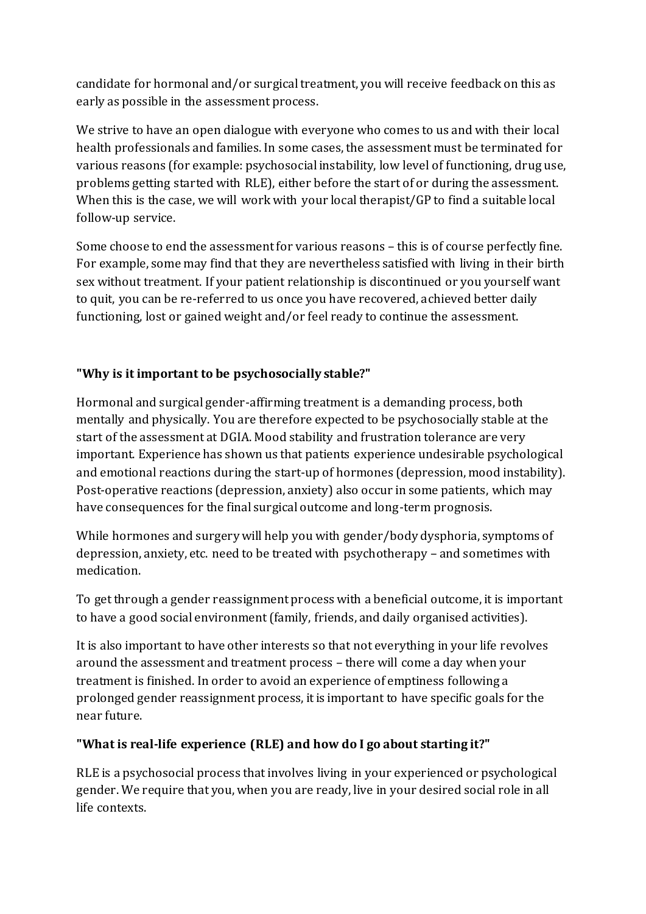candidate for hormonal and/or surgical treatment, you will receive feedback on this as early as possible in the assessment process.

We strive to have an open dialogue with everyone who comes to us and with their local health professionals and families. In some cases, the assessment must be terminated for various reasons (for example: psychosocial instability, low level of functioning, drug use, problems getting started with RLE), either before the start of or during the assessment. When this is the case, we will work with your local therapist/GP to find a suitable local follow-up service.

Some choose to end the assessment for various reasons – this is of course perfectly fine. For example, some may find that they are nevertheless satisfied with living in their birth sex without treatment. If your patient relationship is discontinued or you yourself want to quit, you can be re-referred to us once you have recovered, achieved better daily functioning, lost or gained weight and/or feel ready to continue the assessment.

### "Why is it important to be psychosocially stable?"

Hormonal and surgical gender-affirming treatment is a demanding process, both mentally and physically. You are therefore expected to be psychosocially stable at the start of the assessment at DGIA. Mood stability and frustration tolerance are very important. Experience has shown us that patients experience undesirable psychological and emotional reactions during the start-up of hormones (depression, mood instability). Post-operative reactions (depression, anxiety) also occur in some patients, which may have consequences for the final surgical outcome and long-term prognosis.

While hormones and surgery will help you with gender/body dysphoria, symptoms of depression, anxiety, etc. need to be treated with psychotherapy – and sometimes with medication.

To get through a gender reassignment process with a beneficial outcome, it is important to have a good social environment (family, friends, and daily organised activities).

It is also important to have other interests so that not everything in your life revolves around the assessment and treatment process – there will come a day when your treatment is finished. In order to avoid an experience of emptiness following a prolonged gender reassignment process, it is important to have specific goals for the near future.

### "What is real-life experience (RLE) and how do I go about starting it?"

RLE is a psychosocial process that involves living in your experienced or psychological gender. We require that you, when you are ready, live in your desired social role in all life contexts.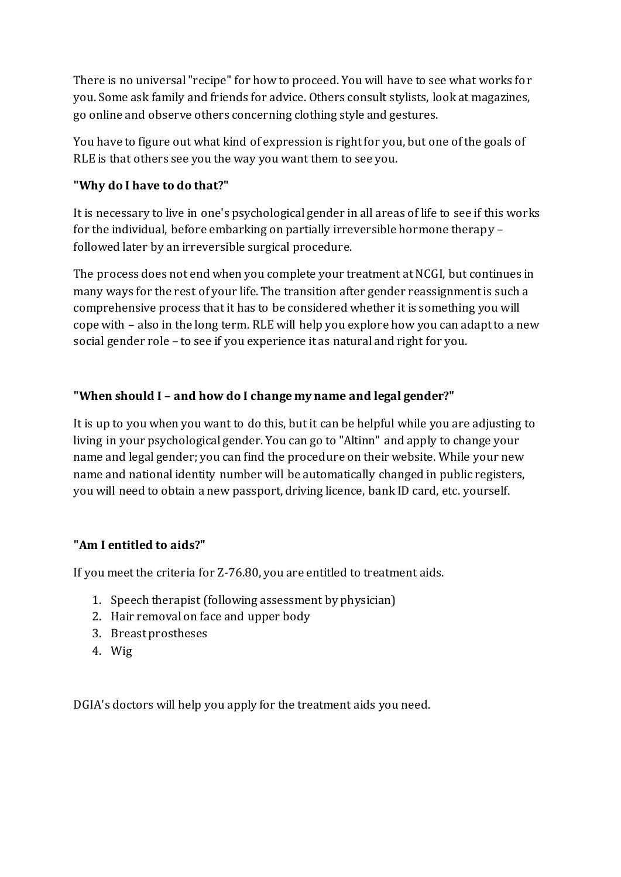There is no universal "recipe" for how to proceed. You will have to see what works for you. Some ask family and friends for advice. Others consult stylists, look at magazines, go online and observe others concerning clothing style and gestures.

You have to figure out what kind of expression is right for you, but one of the goals of RLE is that others see you the way you want them to see you.

**"Why do I have to do that?"**

It is necessary to live in one's psychological gender in all areas of life to see if this works for the individual, before embarking on partially irreversible hormone therapy – followed later by an irreversible surgical procedure.

The process does not end when you complete your treatment at NCGI, but continues in many ways for the rest of your life. The transition after gender reassignment is such a comprehensive process that it has to be considered whether it is something you will cope with – also in the long term. RLE will help you explore how you can adapt to a new social gender role – to see if you experience it as natural and right for you.

**"When should I – and how do I change my name and legal gender?"**

It is up to you when you want to do this, but it can be helpful while you are adjusting to living in your psychological gender. You can go to "Altinn" and apply to change your name and legal gender; you can find the procedure on their website. While your new name and national identity number will be automatically changed in public registers, you will need to obtain a new passport, driving licence, bank ID card, etc. yourself.

**"Am I entitled to aids?"**

If you meet the criteria for Z-76.80, you are entitled to treatment aids.

1. Speech therapist (following assessment by physician)
2. Hair removal on face and upper body
3. Breast prostheses
4. Wig

DGIA's doctors will help you apply for the treatment aids you need.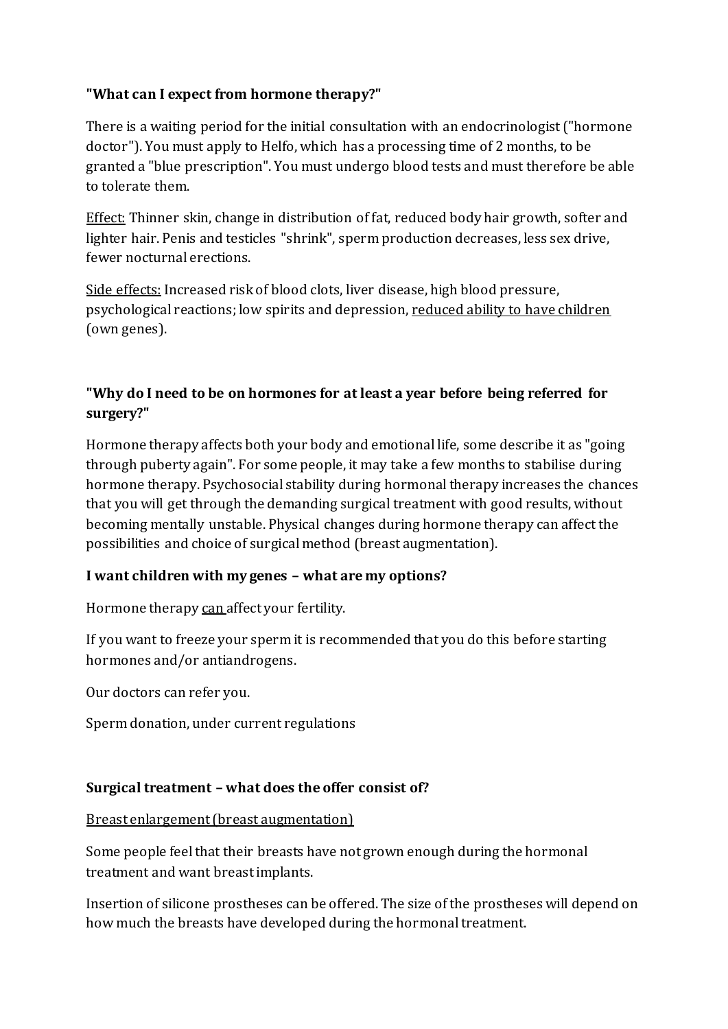**"What can I expect from hormone therapy?"**

There is a waiting period for the initial consultation with an endocrinologist ("hormone doctor"). You must apply to Helfo, which has a processing time of 2 months, to be granted a "blue prescription". You must undergo blood tests and must therefore be able to tolerate them.

<u>Effect:</u> Thinner skin, change in distribution of fat, reduced body hair growth, softer and lighter hair. Penis and testicles "shrink", sperm production decreases, less sex drive, fewer nocturnal erections.

<u>Side effects:</u> Increased risk of blood clots, liver disease, high blood pressure, psychological reactions; low spirits and depression, <u>reduced ability to have children</u> (own genes).

**"Why do I need to be on hormones for at least a year before being referred for surgery?"**

Hormone therapy affects both your body and emotional life, some describe it as "going through puberty again". For some people, it may take a few months to stabilise during hormone therapy. Psychosocial stability during hormonal therapy increases the chances that you will get through the demanding surgical treatment with good results, without becoming mentally unstable. Physical changes during hormone therapy can affect the possibilities and choice of surgical method (breast augmentation).

**I want children with my genes – what are my options?**

Hormone therapy <u>can</u> affect your fertility.

If you want to freeze your sperm it is recommended that you do this before starting hormones and/or antiandrogens.

Our doctors can refer you.

Sperm donation, under current regulations

**Surgical treatment – what does the offer consist of?**

<u>Breast enlargement (breast augmentation)</u>

Some people feel that their breasts have not grown enough during the hormonal treatment and want breast implants.

Insertion of silicone prostheses can be offered. The size of the prostheses will depend on how much the breasts have developed during the hormonal treatment.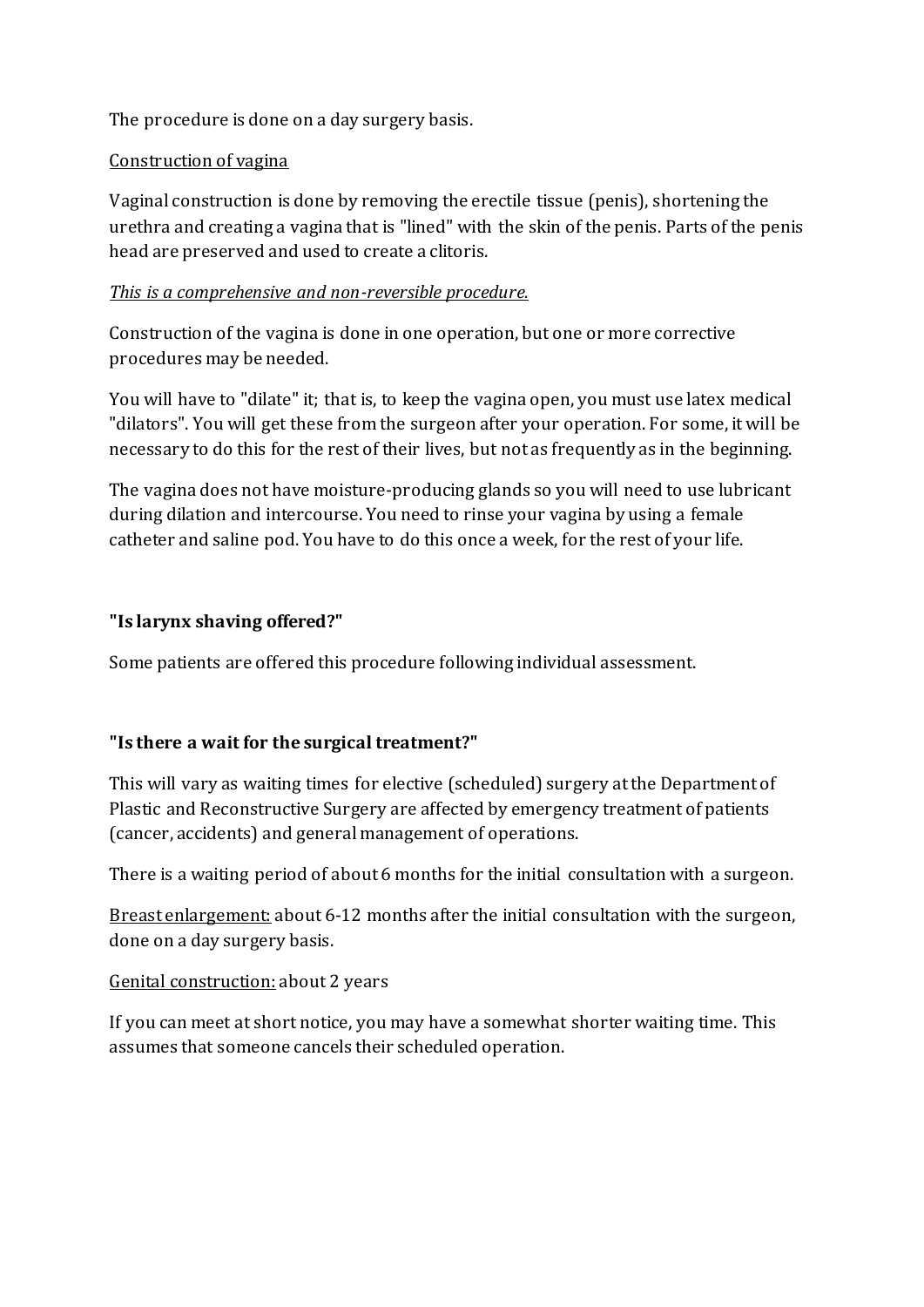The procedure is done on a day surgery basis.

<u>Construction of vagina</u>

Vaginal construction is done by removing the erectile tissue (penis), shortening the urethra and creating a vagina that is "lined" with the skin of the penis. Parts of the penis head are preserved and used to create a clitoris.

*<u>This is a comprehensive and non-reversible procedure.</u>*

Construction of the vagina is done in one operation, but one or more corrective procedures may be needed.

You will have to "dilate" it; that is, to keep the vagina open, you must use latex medical "dilators". You will get these from the surgeon after your operation. For some, it will be necessary to do this for the rest of their lives, but not as frequently as in the beginning.

The vagina does not have moisture-producing glands so you will need to use lubricant during dilation and intercourse. You need to rinse your vagina by using a female catheter and saline pod. You have to do this once a week, for the rest of your life.

### "Is larynx shaving offered?"

Some patients are offered this procedure following individual assessment.

### "Is there a wait for the surgical treatment?"

This will vary as waiting times for elective (scheduled) surgery at the Department of Plastic and Reconstructive Surgery are affected by emergency treatment of patients (cancer, accidents) and general management of operations.

There is a waiting period of about 6 months for the initial consultation with a surgeon.

<u>Breast enlargement:</u> about 6-12 months after the initial consultation with the surgeon, done on a day surgery basis.

<u>Genital construction:</u> about 2 years

If you can meet at short notice, you may have a somewhat shorter waiting time. This assumes that someone cancels their scheduled operation.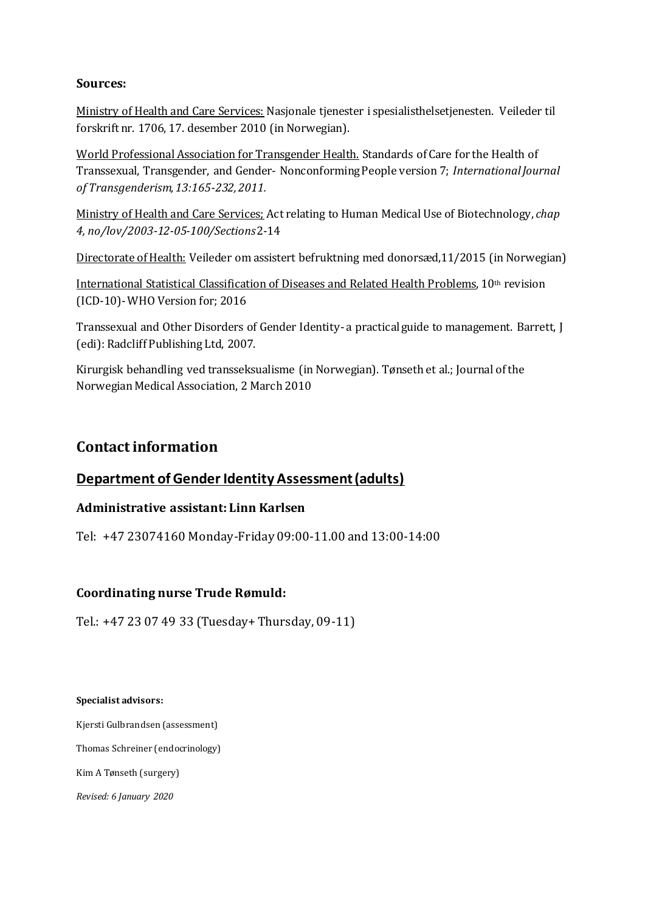**Sources:**

Ministry of Health and Care Services: Nasjonale tjenester i spesialisthelsetjenesten. Veileder til forskrift nr. 1706, 17. desember 2010 (in Norwegian).

World Professional Association for Transgender Health. Standards of Care for the Health of Transsexual, Transgender, and Gender- Nonconforming People version 7; *International Journal of Transgenderism, 13:165-232, 2011.*

Ministry of Health and Care Services; Act relating to Human Medical Use of Biotechnology, *chap 4, no/lov/2003-12-05-100/Sections* 2-14

Directorate of Health: Veileder om assistert befruktning med donorsæd,11/2015 (in Norwegian)

International Statistical Classification of Diseases and Related Health Problems, 10th revision (ICD-10)- WHO Version for; 2016

Transsexual and Other Disorders of Gender Identity- a practical guide to management. Barrett, J (edi): Radcliff Publishing Ltd, 2007.

Kirurgisk behandling ved transseksualisme (in Norwegian). Tønseth et al.; Journal of the Norwegian Medical Association, 2 March 2010

## Contact information

### Department of Gender Identity Assessment (adults)

**Administrative assistant: Linn Karlsen**

Tel: +47 23074160 Monday-Friday 09:00-11.00 and 13:00-14:00

**Coordinating nurse Trude Rømuld:**

Tel.: +47 23 07 49 33 (Tuesday+ Thursday, 09-11)

**Specialist advisors:**

Kjersti Gulbrandsen (assessment)

Thomas Schreiner (endocrinology)

Kim A Tønseth (surgery)

*Revised: 6 January 2020*